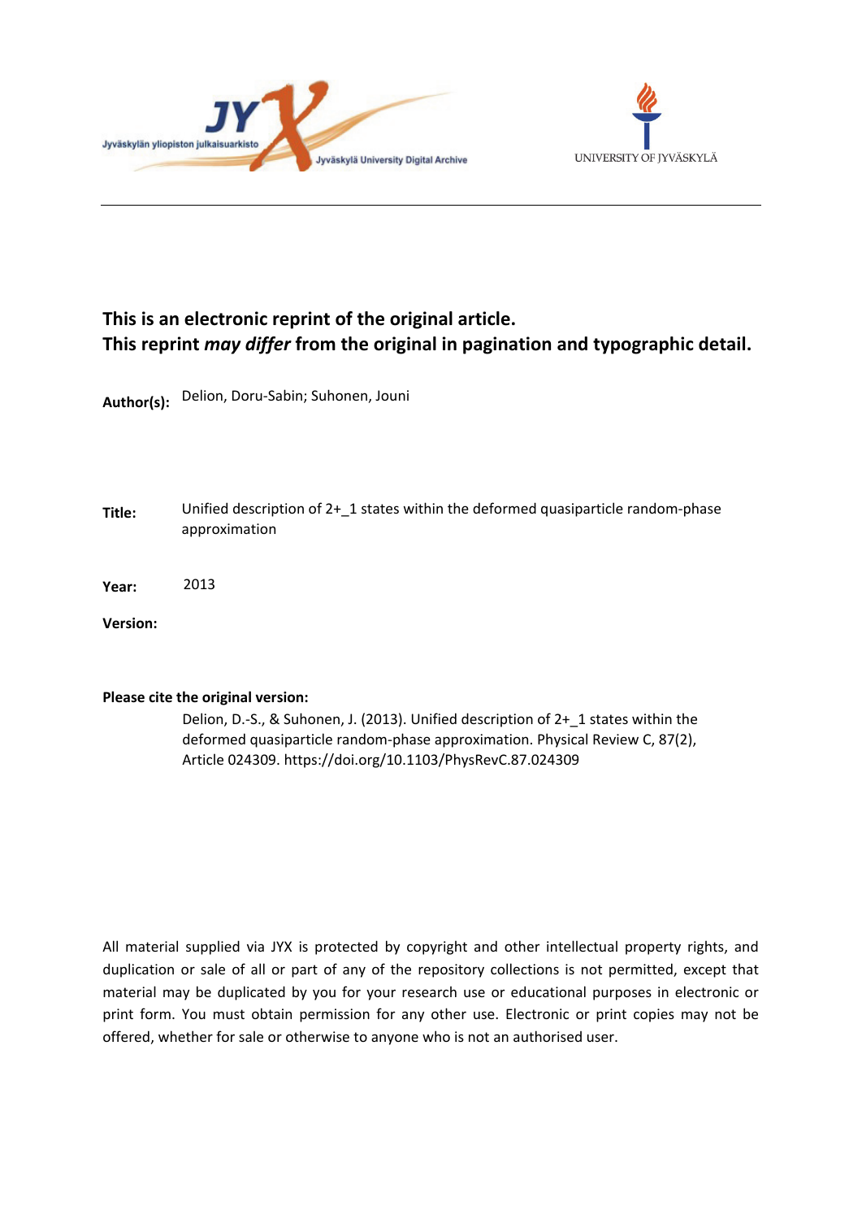**This is an electronic reprint of the original article.**
**This reprint *may differ* from the original in pagination and typographic detail.**

**Author(s):** Delion, Doru-Sabin; Suhonen, Jouni

**Title:** Unified description of 2+_1 states within the deformed quasiparticle random-phase approximation

**Year:** 2013

**Version:**

**Please cite the original version:**

Delion, D.-S., & Suhonen, J. (2013). Unified description of 2+_1 states within the deformed quasiparticle random-phase approximation. Physical Review C, 87(2), Article 024309. https://doi.org/10.1103/PhysRevC.87.024309

All material supplied via JYX is protected by copyright and other intellectual property rights, and duplication or sale of all or part of any of the repository collections is not permitted, except that material may be duplicated by you for your research use or educational purposes in electronic or print form. You must obtain permission for any other use. Electronic or print copies may not be offered, whether for sale or otherwise to anyone who is not an authorised user.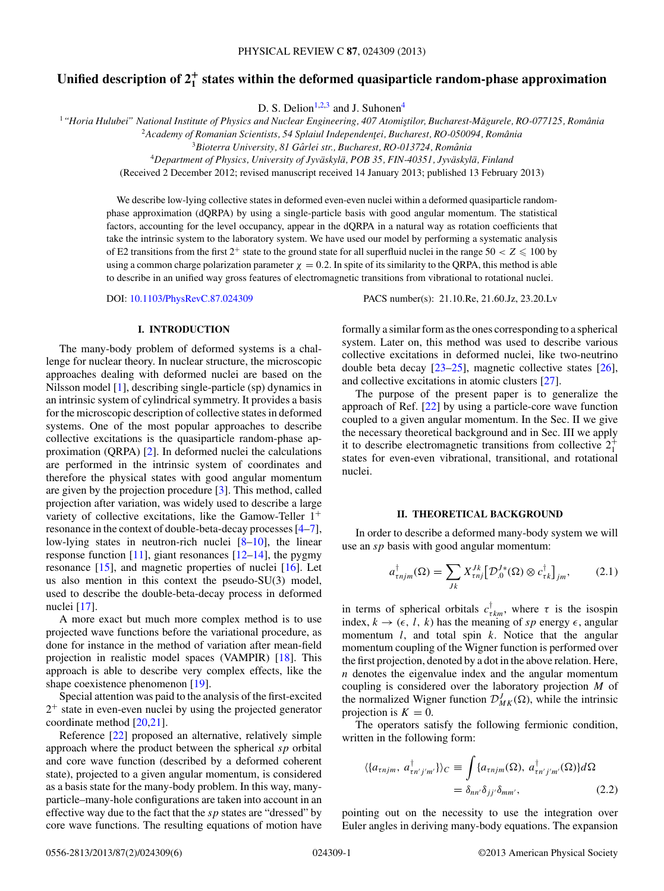# Unified description of $2_1^+$ states within the deformed quasiparticle random-phase approximation

D. S. Delion[1,2,3] and J. Suhonen[4]

[1]*"Horia Hulubei" National Institute of Physics and Nuclear Engineering, 407 Atomiştilor, Bucharest-Măgurele, RO-077125, România*
[2]*Academy of Romanian Scientists, 54 Splaiul Independenţei, Bucharest, RO-050094, România*
[3]*Bioterra University, 81 Gârlei str., Bucharest, RO-013724, România*
[4]*Department of Physics, University of Jyväskylä, POB 35, FIN-40351, Jyväskylä, Finland*

(Received 2 December 2012; revised manuscript received 14 January 2013; published 13 February 2013)

We describe low-lying collective states in deformed even-even nuclei within a deformed quasiparticle random-phase approximation (dQRPA) by using a single-particle basis with good angular momentum. The statistical factors, accounting for the level occupancy, appear in the dQRPA in a natural way as rotation coefficients that take the intrinsic system to the laboratory system. We have used our model by performing a systematic analysis of E2 transitions from the first $2^+$ state to the ground state for all superfluid nuclei in the range $50 < Z \leqslant 100$ by using a common charge polarization parameter $\chi = 0.2$. In spite of its similarity to the QRPA, this method is able to describe in an unified way gross features of electromagnetic transitions from vibrational to rotational nuclei.

DOI: 10.1103/PhysRevC.87.024309 PACS number(s): 21.10.Re, 21.60.Jz, 23.20.Lv

## I. INTRODUCTION

The many-body problem of deformed systems is a challenge for nuclear theory. In nuclear structure, the microscopic approaches dealing with deformed nuclei are based on the Nilsson model [1], describing single-particle (sp) dynamics in an intrinsic system of cylindrical symmetry. It provides a basis for the microscopic description of collective states in deformed systems. One of the most popular approaches to describe collective excitations is the quasiparticle random-phase approximation (QRPA) [2]. In deformed nuclei the calculations are performed in the intrinsic system of coordinates and therefore the physical states with good angular momentum are given by the projection procedure [3]. This method, called projection after variation, was widely used to describe a large variety of collective excitations, like the Gamow-Teller $1^+$ resonance in the context of double-beta-decay processes [4–7], low-lying states in neutron-rich nuclei [8–10], the linear response function [11], giant resonances [12–14], the pygmy resonance [15], and magnetic properties of nuclei [16]. Let us also mention in this context the pseudo-SU(3) model, used to describe the double-beta-decay process in deformed nuclei [17].

A more exact but much more complex method is to use projected wave functions before the variational procedure, as done for instance in the method of variation after mean-field projection in realistic model spaces (VAMPIR) [18]. This approach is able to describe very complex effects, like the shape coexistence phenomenon [19].

Special attention was paid to the analysis of the first-excited $2^+$ state in even-even nuclei by using the projected generator coordinate method [20,21].

Reference [22] proposed an alternative, relatively simple approach where the product between the spherical *sp* orbital and core wave function (described by a deformed coherent state), projected to a given angular momentum, is considered as a basis state for the many-body problem. In this way, many-particle–many-hole configurations are taken into account in an effective way due to the fact that the *sp* states are "dressed" by core wave functions. The resulting equations of motion have formally a similar form as the ones corresponding to a spherical system. Later on, this method was used to describe various collective excitations in deformed nuclei, like two-neutrino double beta decay [23–25], magnetic collective states [26], and collective excitations in atomic clusters [27].

The purpose of the present paper is to generalize the approach of Ref. [22] by using a particle-core wave function coupled to a given angular momentum. In the Sec. II we give the necessary theoretical background and in Sec. III we apply it to describe electromagnetic transitions from collective $2_1^+$ states for even-even vibrational, transitional, and rotational nuclei.

## II. THEORETICAL BACKGROUND

In order to describe a deformed many-body system we will use an *sp* basis with good angular momentum:

$$a^\dagger_{\tau njm}(\Omega) = \sum_{Jk} X^{Jk}_{\tau nj}\big[\mathcal{D}^{J*}_{.0}(\Omega) \otimes c^\dagger_{\tau k}\big]_{jm}, \qquad (2.1)$$

in terms of spherical orbitals $c^\dagger_{\tau km}$, where $\tau$ is the isospin index, $k \to (\epsilon, l, k)$ has the meaning of *sp* energy $\epsilon$, angular momentum $l$, and total spin $k$. Notice that the angular momentum coupling of the Wigner function is performed over the first projection, denoted by a dot in the above relation. Here, $n$ denotes the eigenvalue index and the angular momentum coupling is considered over the laboratory projection $M$ of the normalized Wigner function $\mathcal{D}^J_{MK}(\Omega)$, while the intrinsic projection is $K = 0$.

The operators satisfy the following fermionic condition, written in the following form:

$$\begin{aligned}\langle\{a_{\tau njm}, a^\dagger_{\tau n' j' m'}\}\rangle_C &\equiv \int \{a_{\tau njm}(\Omega), a^\dagger_{\tau n' j' m'}(\Omega)\} d\Omega \\ &= \delta_{nn'}\delta_{jj'}\delta_{mm'}, \end{aligned} \qquad (2.2)$$

pointing out on the necessity to use the integration over Euler angles in deriving many-body equations. The expansion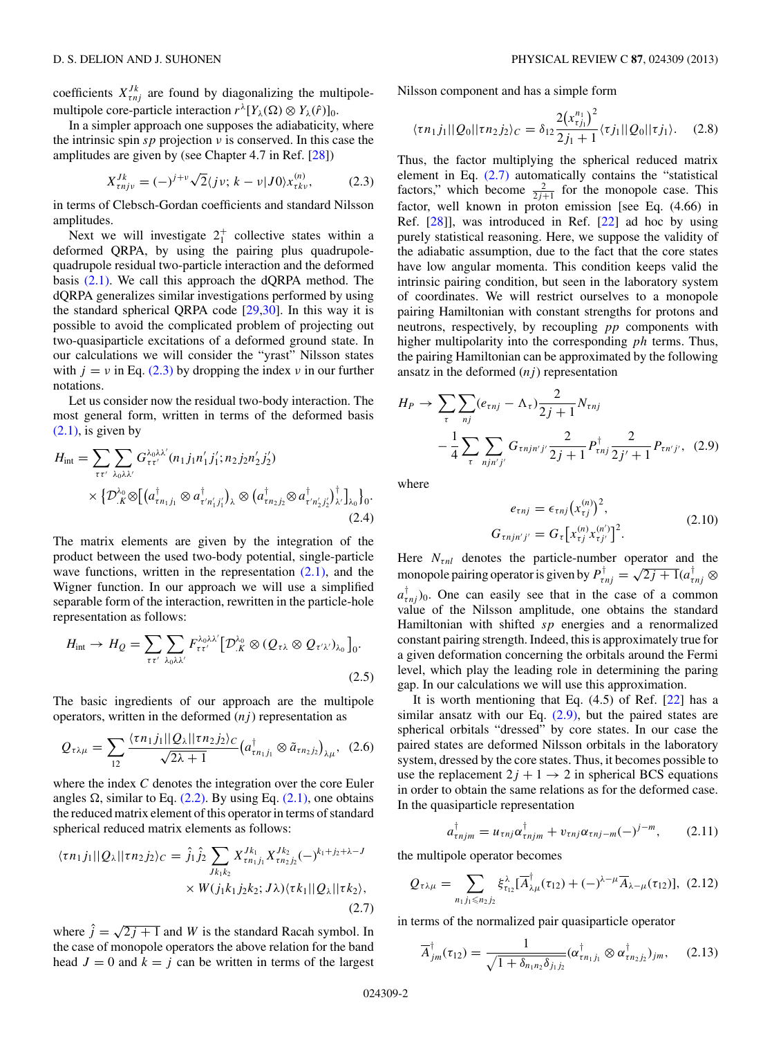coefficients $X^{Jk}_{\tau nj}$ are found by diagonalizing the multipole-multipole core-particle interaction $r^\lambda[Y_\lambda(\Omega)\otimes Y_\lambda(\hat{r})]_0$.

In a simpler approach one supposes the adiabaticity, where the intrinsic spin *sp* projection $\nu$ is conserved. In this case the amplitudes are given by (see Chapter 4.7 in Ref. [28])

$$X^{Jk}_{\tau nj\nu} = (-)^{j+\nu}\sqrt{2}\langle j\nu;\, k-\nu|J0\rangle x^{(n)}_{\tau k\nu}, \tag{2.3}$$

in terms of Clebsch-Gordan coefficients and standard Nilsson amplitudes.

Next we will investigate $2^+_1$ collective states within a deformed QRPA, by using the pairing plus quadrupole-quadrupole residual two-particle interaction and the deformed basis (2.1). We call this approach the dQRPA method. The dQRPA generalizes similar investigations performed by using the standard spherical QRPA code [29,30]. In this way it is possible to avoid the complicated problem of projecting out two-quasiparticle excitations of a deformed ground state. In our calculations we will consider the "yrast" Nilsson states with $j = \nu$ in Eq. (2.3) by dropping the index $\nu$ in our further notations.

Let us consider now the residual two-body interaction. The most general form, written in terms of the deformed basis (2.1), is given by

$$\begin{aligned}H_{\rm int} = \sum_{\tau\tau'}\sum_{\lambda_0\lambda\lambda'} G^{\lambda_0\lambda\lambda'}_{\tau\tau'}(n_1j_1n'_1j'_1;n_2j_2n'_2j'_2)\\ \times\left\{\mathcal{D}^{\lambda_0}_{.K}\otimes\left[\left(a^\dagger_{\tau n_1j_1}\otimes a^\dagger_{\tau' n'_1j'_1}\right)_\lambda\otimes\left(a^\dagger_{\tau n_2j_2}\otimes a^\dagger_{\tau' n'_2j'_2}\right)^\dagger_{\lambda'}\right]_{\lambda_0}\right\}_0.\end{aligned} \tag{2.4}$$

The matrix elements are given by the integration of the product between the used two-body potential, single-particle wave functions, written in the representation (2.1), and the Wigner function. In our approach we will use a simplified separable form of the interaction, rewritten in the particle-hole representation as follows:

$$H_{\rm int} \to H_Q = \sum_{\tau\tau'}\sum_{\lambda_0\lambda\lambda'} F^{\lambda_0\lambda\lambda'}_{\tau\tau'}\left[\mathcal{D}^{\lambda_0}_{.K}\otimes(Q_{\tau\lambda}\otimes Q_{\tau'\lambda'})_{\lambda_0}\right]_0. \tag{2.5}$$

The basic ingredients of our approach are the multipole operators, written in the deformed $(nj)$ representation as

$$Q_{\tau\lambda\mu} = \sum_{12}\frac{\langle\tau n_1j_1||Q_\lambda||\tau n_2j_2\rangle_C}{\sqrt{2\lambda+1}}\left(a^\dagger_{\tau n_1j_1}\otimes\tilde{a}_{\tau n_2j_2}\right)_{\lambda\mu}, \tag{2.6}$$

where the index $C$ denotes the integration over the core Euler angles $\Omega$, similar to Eq. (2.2). By using Eq. (2.1), one obtains the reduced matrix element of this operator in terms of standard spherical reduced matrix elements as follows:

$$\begin{aligned}\langle\tau n_1j_1||Q_\lambda||\tau n_2j_2\rangle_C = \hat{j}_1\hat{j}_2\sum_{Jk_1k_2}X^{Jk_1}_{\tau n_1j_1}X^{Jk_2}_{\tau n_2j_2}(-)^{k_1+j_2+\lambda-J}\\ \times W(j_1k_1j_2k_2;J\lambda)\langle\tau k_1||Q_\lambda||\tau k_2\rangle,\end{aligned} \tag{2.7}$$

where $\hat{j} = \sqrt{2j+1}$ and $W$ is the standard Racah symbol. In the case of monopole operators the above relation for the band head $J = 0$ and $k = j$ can be written in terms of the largest Nilsson component and has a simple form

$$\langle\tau n_1j_1||Q_0||\tau n_2j_2\rangle = \delta_{12}\frac{2\left(x^{n_1}_{\tau j_1}\right)^2}{2j_1+1}\langle\tau j_1||Q_0||\tau j_1\rangle. \tag{2.8}$$

Thus, the factor multiplying the spherical reduced matrix element in Eq. (2.7) automatically contains the "statistical factors," which become $\frac{2}{2j+1}$ for the monopole case. This factor, well known in proton emission [see Eq. (4.66) in Ref. [28]], was introduced in Ref. [22] ad hoc by using purely statistical reasoning. Here, we suppose the validity of the adiabatic assumption, due to the fact that the core states have low angular momenta. This condition keeps valid the intrinsic pairing condition, but seen in the laboratory system of coordinates. We will restrict ourselves to a monopole pairing Hamiltonian with constant strengths for protons and neutrons, respectively, by recoupling *pp* components with higher multipolarity into the corresponding *ph* terms. Thus, the pairing Hamiltonian can be approximated by the following ansatz in the deformed $(nj)$ representation

$$\begin{aligned}H_P \to \sum_\tau\sum_{nj}(e_{\tau nj}-\Lambda_\tau)\frac{2}{2j+1}N_{\tau nj}\\ -\frac{1}{4}\sum_\tau\sum_{njn'j'}G_{\tau njn'j'}\frac{2}{2j+1}P^\dagger_{\tau nj}\frac{2}{2j'+1}P_{\tau n'j'},\end{aligned} \tag{2.9}$$

where

$$\begin{aligned}e_{\tau nj} &= \epsilon_{\tau nj}\left(x^{(n)}_{\tau j}\right)^2,\\ G_{\tau njn'j'} &= G_\tau\left[x^{(n)}_{\tau j}x^{(n')}_{\tau j'}\right]^2.\end{aligned} \tag{2.10}$$

Here $N_{\tau nl}$ denotes the particle-number operator and the monopole pairing operator is given by $P^\dagger_{\tau nj} = \sqrt{2j+1}(a^\dagger_{\tau nj}\otimes a^\dagger_{\tau nj})_0$. One can easily see that in the case of a common value of the Nilsson amplitude, one obtains the standard Hamiltonian with shifted *sp* energies and a renormalized constant pairing strength. Indeed, this is approximately true for a given deformation concerning the orbitals around the Fermi level, which play the leading role in determining the paring gap. In our calculations we will use this approximation.

It is worth mentioning that Eq. (4.5) of Ref. [22] has a similar ansatz with our Eq. (2.9), but the paired states are spherical orbitals "dressed" by core states. In our case the paired states are deformed Nilsson orbitals in the laboratory system, dressed by the core states. Thus, it becomes possible to use the replacement $2j+1 \to 2$ in spherical BCS equations in order to obtain the same relations as for the deformed case. In the quasiparticle representation

$$a^\dagger_{\tau njm} = u_{\tau nj}\alpha^\dagger_{\tau njm} + v_{\tau nj}\alpha_{\tau nj-m}(-)^{j-m}, \tag{2.11}$$

the multipole operator becomes

$$Q_{\tau\lambda\mu} = \sum_{n_1j_1\leqslant n_2j_2}\xi^\lambda_{\tau_{12}}\left[\overline{A}^\dagger_{\lambda\mu}(\tau_{12}) + (-)^{\lambda-\mu}\overline{A}_{\lambda-\mu}(\tau_{12})\right], \tag{2.12}$$

in terms of the normalized pair quasiparticle operator

$$\overline{A}^\dagger_{jm}(\tau_{12}) = \frac{1}{\sqrt{1+\delta_{n_1n_2}\delta_{j_1j_2}}}\left(\alpha^\dagger_{\tau n_1j_1}\otimes\alpha^\dagger_{\tau n_2j_2}\right)_{jm}, \tag{2.13}$$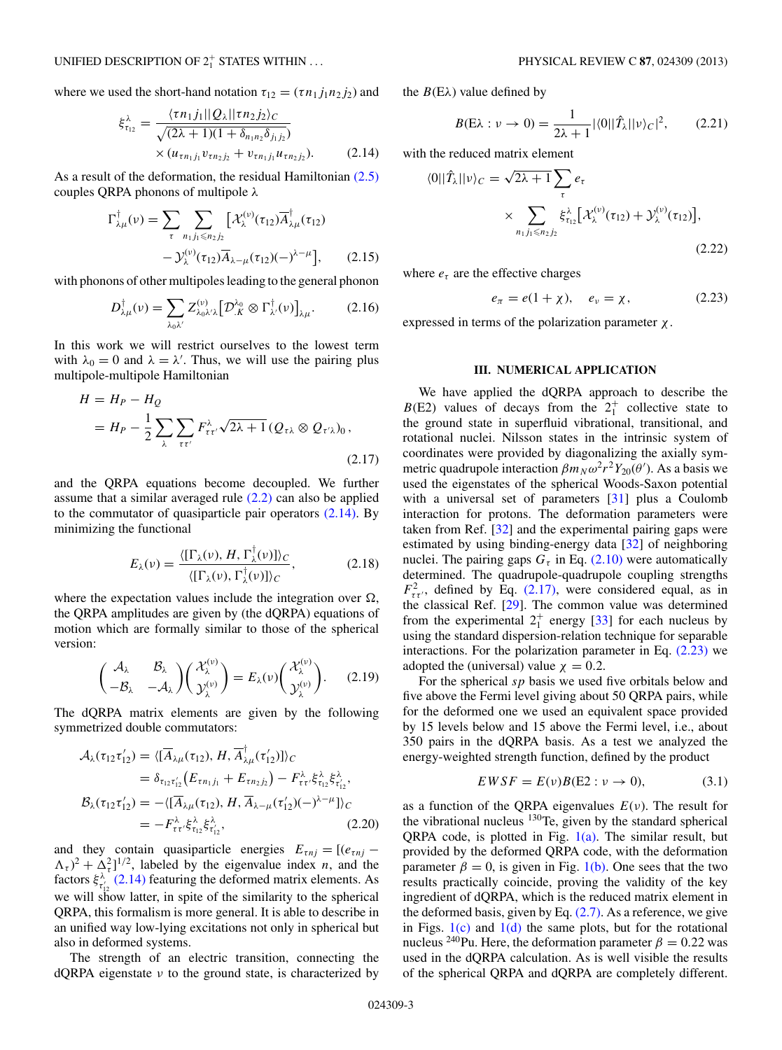where we used the short-hand notation $\tau_{12} = (\tau n_1 j_1 n_2 j_2)$ and

$$\xi^{\lambda}_{\tau_{12}} = \frac{\langle \tau n_1 j_1 || Q_\lambda || \tau n_2 j_2 \rangle_C}{\sqrt{(2\lambda+1)(1+\delta_{n_1 n_2}\delta_{j_1 j_2})}} \times (u_{\tau n_1 j_1} v_{\tau n_2 j_2} + v_{\tau n_1 j_1} u_{\tau n_2 j_2}). \tag{2.14}$$

As a result of the deformation, the residual Hamiltonian (2.5) couples QRPA phonons of multipole $\lambda$

$$\Gamma^{\dagger}_{\lambda\mu}(\nu) = \sum_{\tau} \sum_{n_1 j_1 \leqslant n_2 j_2} \left[ \mathcal{X}^{(\nu)}_{\lambda}(\tau_{12}) \overline{A}^{\dagger}_{\lambda\mu}(\tau_{12}) - \mathcal{Y}^{(\nu)}_{\lambda}(\tau_{12}) \overline{A}_{\lambda-\mu}(\tau_{12}) (-)^{\lambda-\mu} \right], \tag{2.15}$$

with phonons of other multipoles leading to the general phonon

$$D^{\dagger}_{\lambda\mu}(\nu) = \sum_{\lambda_0 \lambda'} Z^{(\nu)}_{\lambda_0 \lambda' \lambda} \left[ \mathcal{D}^{\lambda_0}_{\cdot K} \otimes \Gamma^{\dagger}_{\lambda'}(\nu) \right]_{\lambda\mu}. \tag{2.16}$$

In this work we will restrict ourselves to the lowest term with $\lambda_0 = 0$ and $\lambda = \lambda'$. Thus, we will use the pairing plus multipole-multipole Hamiltonian

$$\begin{aligned} H &= H_P - H_Q \\ &= H_P - \frac{1}{2} \sum_{\lambda} \sum_{\tau\tau'} F^{\lambda}_{\tau\tau'} \sqrt{2\lambda+1}\, (Q_{\tau\lambda} \otimes Q_{\tau'\lambda})_0 , \end{aligned} \tag{2.17}$$

and the QRPA equations become decoupled. We further assume that a similar averaged rule (2.2) can also be applied to the commutator of quasiparticle pair operators (2.14). By minimizing the functional

$$E_\lambda(\nu) = \frac{\langle [\Gamma_\lambda(\nu), H, \Gamma^{\dagger}_\lambda(\nu)] \rangle_C}{\langle [\Gamma_\lambda(\nu), \Gamma^{\dagger}_\lambda(\nu)] \rangle_C}, \tag{2.18}$$

where the expectation values include the integration over $\Omega$, the QRPA amplitudes are given by (the dQRPA) equations of motion which are formally similar to those of the spherical version:

$$\begin{pmatrix} \mathcal{A}_\lambda & \mathcal{B}_\lambda \\ -\mathcal{B}_\lambda & -\mathcal{A}_\lambda \end{pmatrix} \begin{pmatrix} \mathcal{X}^{(\nu)}_\lambda \\ \mathcal{Y}^{(\nu)}_\lambda \end{pmatrix} = E_\lambda(\nu) \begin{pmatrix} \mathcal{X}^{(\nu)}_\lambda \\ \mathcal{Y}^{(\nu)}_\lambda \end{pmatrix}. \tag{2.19}$$

The dQRPA matrix elements are given by the following symmetrized double commutators:

$$\begin{aligned} \mathcal{A}_\lambda(\tau_{12}\tau'_{12}) &= \langle [\overline{A}_{\lambda\mu}(\tau_{12}), H, \overline{A}^{\dagger}_{\lambda\mu}(\tau'_{12})] \rangle_C \\ &= \delta_{\tau_{12}\tau'_{12}} \left( E_{\tau n_1 j_1} + E_{\tau n_2 j_2} \right) - F^{\lambda}_{\tau\tau'} \xi^{\lambda}_{\tau_{12}} \xi^{\lambda}_{\tau'_{12}}, \\ \mathcal{B}_\lambda(\tau_{12}\tau'_{12}) &= -\langle [\overline{A}_{\lambda\mu}(\tau_{12}), H, \overline{A}_{\lambda-\mu}(\tau'_{12}) (-)^{\lambda-\mu}] \rangle_C \\ &= -F^{\lambda}_{\tau\tau'} \xi^{\lambda}_{\tau_{12}} \xi^{\lambda}_{\tau'_{12}}, \end{aligned} \tag{2.20}$$

and they contain quasiparticle energies $E_{\tau nj} = [(e_{\tau nj} - \Lambda_\tau)^2 + \Delta^2_\tau]^{1/2}$, labeled by the eigenvalue index $n$, and the factors $\xi^{\lambda}_{\tau'_{12}}$ (2.14) featuring the deformed matrix elements. As we will show latter, in spite of the similarity to the spherical QRPA, this formalism is more general. It is able to describe in an unified way low-lying excitations not only in spherical but also in deformed systems.

The strength of an electric transition, connecting the dQRPA eigenstate $\nu$ to the ground state, is characterized by the $B(E\lambda)$ value defined by

$$B(E\lambda : \nu \to 0) = \frac{1}{2\lambda+1} |\langle 0 || \hat{T}_\lambda || \nu \rangle_C|^2, \tag{2.21}$$

with the reduced matrix element

$$\langle 0 || \hat{T}_\lambda || \nu \rangle_C = \sqrt{2\lambda+1} \sum_{\tau} e_\tau \times \sum_{n_1 j_1 \leqslant n_2 j_2} \xi^{\lambda}_{\tau_{12}} \left[ \mathcal{X}^{(\nu)}_\lambda(\tau_{12}) + \mathcal{Y}^{(\nu)}_\lambda(\tau_{12}) \right], \tag{2.22}$$

where $e_\tau$ are the effective charges

$$e_\pi = e(1+\chi), \quad e_\nu = \chi, \tag{2.23}$$

expressed in terms of the polarization parameter $\chi$.

## III. NUMERICAL APPLICATION

We have applied the dQRPA approach to describe the $B(E2)$ values of decays from the $2^+_1$ collective state to the ground state in superfluid vibrational, transitional, and rotational nuclei. Nilsson states in the intrinsic system of coordinates were provided by diagonalizing the axially symmetric quadrupole interaction $\beta m_N \omega^2 r^2 Y_{20}(\theta')$. As a basis we used the eigenstates of the spherical Woods-Saxon potential with a universal set of parameters [31] plus a Coulomb interaction for protons. The deformation parameters were taken from Ref. [32] and the experimental pairing gaps were estimated by using binding-energy data [32] of neighboring nuclei. The pairing gaps $G_\tau$ in Eq. (2.10) were automatically determined. The quadrupole-quadrupole coupling strengths $F^2_{\tau\tau'}$, defined by Eq. (2.17), were considered equal, as in the classical Ref. [29]. The common value was determined from the experimental $2^+_1$ energy [33] for each nucleus by using the standard dispersion-relation technique for separable interactions. For the polarization parameter in Eq. (2.23) we adopted the (universal) value $\chi = 0.2$.

For the spherical $sp$ basis we used five orbitals below and five above the Fermi level giving about 50 QRPA pairs, while for the deformed one we used an equivalent space provided by 15 levels below and 15 above the Fermi level, i.e., about 350 pairs in the dQRPA basis. As a test we analyzed the energy-weighted strength function, defined by the product

$$EWSF = E(\nu) B(E2 : \nu \to 0), \tag{3.1}$$

as a function of the QRPA eigenvalues $E(\nu)$. The result for the vibrational nucleus $^{130}$Te, given by the standard spherical QRPA code, is plotted in Fig. 1(a). The similar result, but provided by the deformed QRPA code, with the deformation parameter $\beta = 0$, is given in Fig. 1(b). One sees that the two results practically coincide, proving the validity of the key ingredient of dQRPA, which is the reduced matrix element in the deformed basis, given by Eq. (2.7). As a reference, we give in Figs. 1(c) and 1(d) the same plots, but for the rotational nucleus $^{240}$Pu. Here, the deformation parameter $\beta = 0.22$ was used in the dQRPA calculation. As is well visible the results of the spherical QRPA and dQRPA are completely different.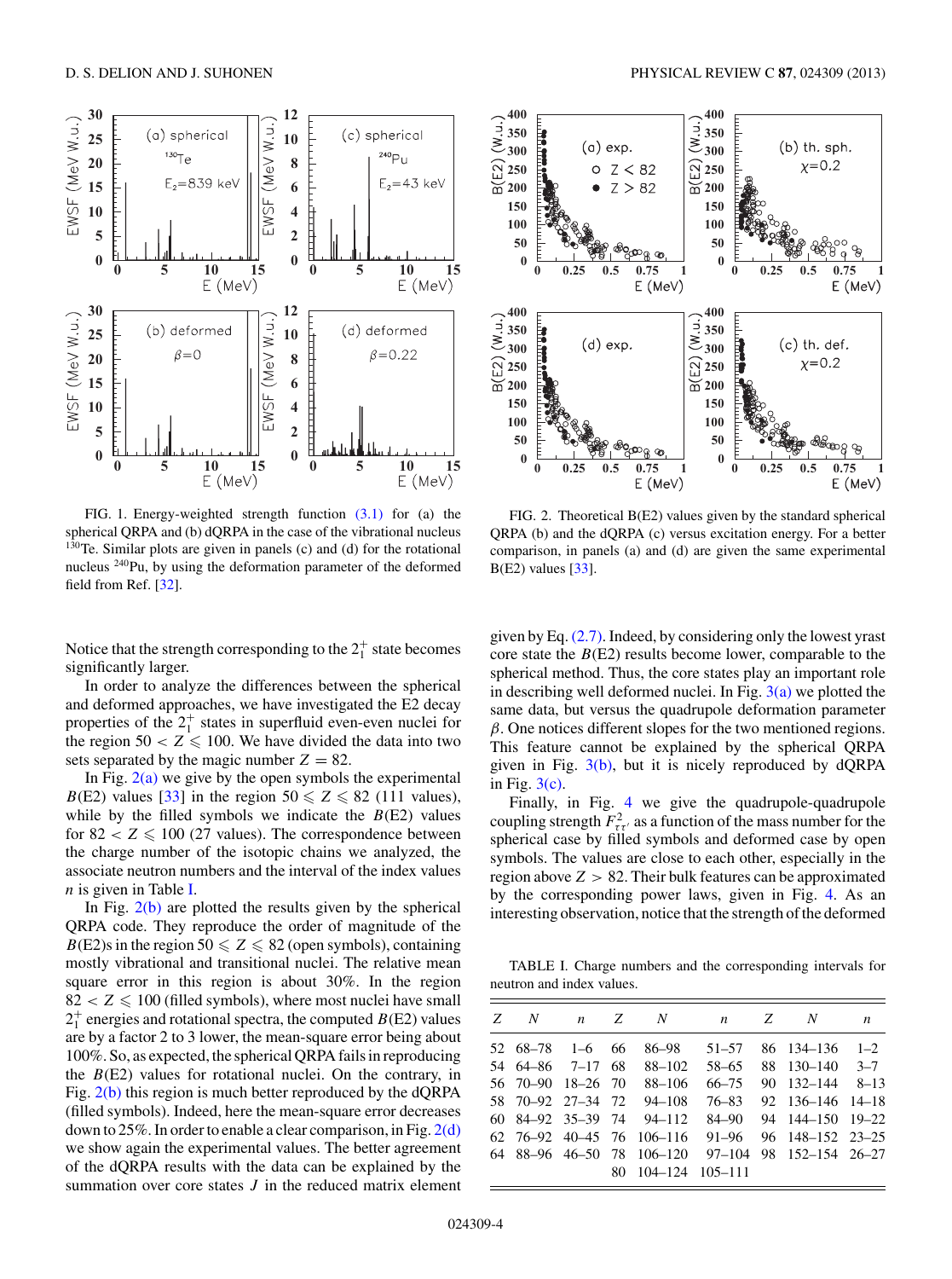FIG. 1. Energy-weighted strength function (3.1) for (a) the spherical QRPA and (b) dQRPA in the case of the vibrational nucleus $^{130}$Te. Similar plots are given in panels (c) and (d) for the rotational nucleus $^{240}$Pu, by using the deformation parameter of the deformed field from Ref. [32].

FIG. 2. Theoretical B(E2) values given by the standard spherical QRPA (b) and the dQRPA (c) versus excitation energy. For a better comparison, in panels (a) and (d) are given the same experimental B(E2) values [33].

Notice that the strength corresponding to the $2_1^+$ state becomes significantly larger.

In order to analyze the differences between the spherical and deformed approaches, we have investigated the E2 decay properties of the $2_1^+$ states in superfluid even-even nuclei for the region $50 < Z \leqslant 100$. We have divided the data into two sets separated by the magic number $Z = 82$.

In Fig. 2(a) we give by the open symbols the experimental $B$(E2) values [33] in the region $50 \leqslant Z \leqslant 82$ (111 values), while by the filled symbols we indicate the $B$(E2) values for $82 < Z \leqslant 100$ (27 values). The correspondence between the charge number of the isotopic chains we analyzed, the associate neutron numbers and the interval of the index values $n$ is given in Table I.

In Fig. 2(b) are plotted the results given by the spherical QRPA code. They reproduce the order of magnitude of the $B$(E2)s in the region $50 \leqslant Z \leqslant 82$ (open symbols), containing mostly vibrational and transitional nuclei. The relative mean square error in this region is about 30%. In the region $82 < Z \leqslant 100$ (filled symbols), where most nuclei have small $2_1^+$ energies and rotational spectra, the computed $B$(E2) values are by a factor 2 to 3 lower, the mean-square error being about 100%. So, as expected, the spherical QRPA fails in reproducing the $B$(E2) values for rotational nuclei. On the contrary, in Fig. 2(b) this region is much better reproduced by the dQRPA (filled symbols). Indeed, here the mean-square error decreases down to 25%. In order to enable a clear comparison, in Fig. 2(d) we show again the experimental values. The better agreement of the dQRPA results with the data can be explained by the summation over core states $J$ in the reduced matrix element given by Eq. (2.7). Indeed, by considering only the lowest yrast core state the $B$(E2) results become lower, comparable to the spherical method. Thus, the core states play an important role in describing well deformed nuclei. In Fig. 3(a) we plotted the same data, but versus the quadrupole deformation parameter $\beta$. One notices different slopes for the two mentioned regions. This feature cannot be explained by the spherical QRPA given in Fig. 3(b), but it is nicely reproduced by dQRPA in Fig. 3(c).

Finally, in Fig. 4 we give the quadrupole-quadrupole coupling strength $F^2_{\tau\tau'}$ as a function of the mass number for the spherical case by filled symbols and deformed case by open symbols. The values are close to each other, especially in the region above $Z > 82$. Their bulk features can be approximated by the corresponding power laws, given in Fig. 4. As an interesting observation, notice that the strength of the deformed

TABLE I. Charge numbers and the corresponding intervals for neutron and index values.

| $Z$ | $N$ | $n$ | $Z$ | $N$ | $n$ | $Z$ | $N$ | $n$ |
|---|---|---|---|---|---|---|---|---|
| 52 | 68–78 | 1–6 | 66 | 86–98 | 51–57 | 86 | 134–136 | 1–2 |
| 54 | 64–86 | 7–17 | 68 | 88–102 | 58–65 | 88 | 130–140 | 3–7 |
| 56 | 70–90 | 18–26 | 70 | 88–106 | 66–75 | 90 | 132–144 | 8–13 |
| 58 | 70–92 | 27–34 | 72 | 94–108 | 76–83 | 92 | 136–146 | 14–18 |
| 60 | 84–92 | 35–39 | 74 | 94–112 | 84–90 | 94 | 144–150 | 19–22 |
| 62 | 76–92 | 40–45 | 76 | 106–116 | 91–96 | 96 | 148–152 | 23–25 |
| 64 | 88–96 | 46–50 | 78 | 106–120 | 97–104 | 98 | 152–154 | 26–27 |
| | | | 80 | 104–124 | 105–111 | | | |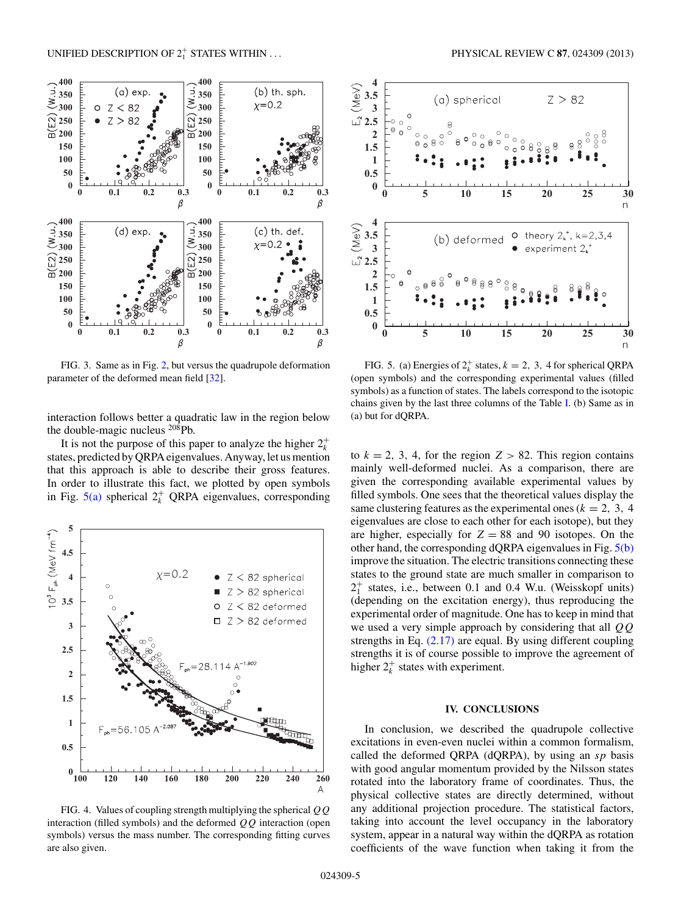FIG. 3. Same as in Fig. 2, but versus the quadrupole deformation parameter of the deformed mean field [32].

interaction follows better a quadratic law in the region below the double-magic nucleus $^{208}$Pb.

It is not the purpose of this paper to analyze the higher $2_k^+$ states, predicted by QRPA eigenvalues. Anyway, let us mention that this approach is able to describe their gross features. In order to illustrate this fact, we plotted by open symbols in Fig. 5(a) spherical $2_k^+$ QRPA eigenvalues, corresponding to $k = 2, 3, 4$, for the region $Z > 82$. This region contains mainly well-deformed nuclei. As a comparison, there are given the corresponding available experimental values by filled symbols. One sees that the theoretical values display the same clustering features as the experimental ones ($k = 2, 3, 4$ eigenvalues are close to each other for each isotope), but they are higher, especially for $Z = 88$ and 90 isotopes. On the other hand, the corresponding dQRPA eigenvalues in Fig. 5(b) improve the situation. The electric transitions connecting these states to the ground state are much smaller in comparison to $2_1^+$ states, i.e., between 0.1 and 0.4 W.u. (Weisskopf units) (depending on the excitation energy), thus reproducing the experimental order of magnitude. One has to keep in mind that we used a very simple approach by considering that all $QQ$ strengths in Eq. (2.17) are equal. By using different coupling strengths it is of course possible to improve the agreement of higher $2_k^+$ states with experiment.

FIG. 4. Values of coupling strength multiplying the spherical $QQ$ interaction (filled symbols) and the deformed $QQ$ interaction (open symbols) versus the mass number. The corresponding fitting curves are also given.

FIG. 5. (a) Energies of $2_k^+$ states, $k = 2, 3, 4$ for spherical QRPA (open symbols) and the corresponding experimental values (filled symbols) as a function of states. The labels correspond to the isotopic chains given by the last three columns of the Table I. (b) Same as in (a) but for dQRPA.

## IV. CONCLUSIONS

In conclusion, we described the quadrupole collective excitations in even-even nuclei within a common formalism, called the deformed QRPA (dQRPA), by using an *sp* basis with good angular momentum provided by the Nilsson states rotated into the laboratory frame of coordinates. Thus, the physical collective states are directly determined, without any additional projection procedure. The statistical factors, taking into account the level occupancy in the laboratory system, appear in a natural way within the dQRPA as rotation coefficients of the wave function when taking it from the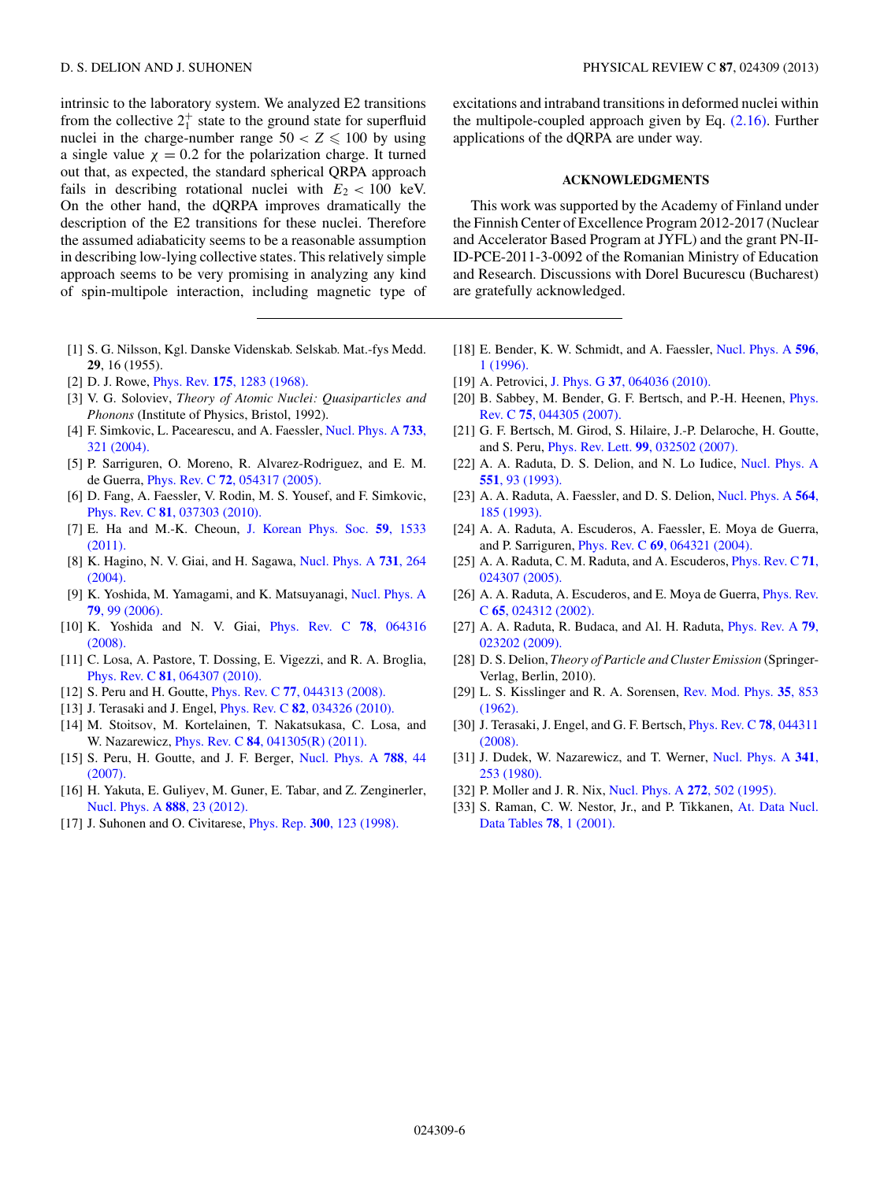intrinsic to the laboratory system. We analyzed E2 transitions from the collective $2_1^+$ state to the ground state for superfluid nuclei in the charge-number range $50 < Z \leqslant 100$ by using a single value $\chi = 0.2$ for the polarization charge. It turned out that, as expected, the standard spherical QRPA approach fails in describing rotational nuclei with $E_2 < 100$ keV. On the other hand, the dQRPA improves dramatically the description of the E2 transitions for these nuclei. Therefore the assumed adiabaticity seems to be a reasonable assumption in describing low-lying collective states. This relatively simple approach seems to be very promising in analyzing any kind of spin-multipole interaction, including magnetic type of excitations and intraband transitions in deformed nuclei within the multipole-coupled approach given by Eq. (2.16). Further applications of the dQRPA are under way.

## ACKNOWLEDGMENTS

This work was supported by the Academy of Finland under the Finnish Center of Excellence Program 2012-2017 (Nuclear and Accelerator Based Program at JYFL) and the grant PN-II-ID-PCE-2011-3-0092 of the Romanian Ministry of Education and Research. Discussions with Dorel Bucurescu (Bucharest) are gratefully acknowledged.

---

[1] S. G. Nilsson, Kgl. Danske Videnskab. Selskab. Mat.-fys Medd. **29**, 16 (1955).

[2] D. J. Rowe, Phys. Rev. **175**, 1283 (1968).

[3] V. G. Soloviev, *Theory of Atomic Nuclei: Quasiparticles and Phonons* (Institute of Physics, Bristol, 1992).

[4] F. Simkovic, L. Pacearescu, and A. Faessler, Nucl. Phys. A **733**, 321 (2004).

[5] P. Sarriguren, O. Moreno, R. Alvarez-Rodriguez, and E. M. de Guerra, Phys. Rev. C **72**, 054317 (2005).

[6] D. Fang, A. Faessler, V. Rodin, M. S. Yousef, and F. Simkovic, Phys. Rev. C **81**, 037303 (2010).

[7] E. Ha and M.-K. Cheoun, J. Korean Phys. Soc. **59**, 1533 (2011).

[8] K. Hagino, N. V. Giai, and H. Sagawa, Nucl. Phys. A **731**, 264 (2004).

[9] K. Yoshida, M. Yamagami, and K. Matsuyanagi, Nucl. Phys. A **79**, 99 (2006).

[10] K. Yoshida and N. V. Giai, Phys. Rev. C **78**, 064316 (2008).

[11] C. Losa, A. Pastore, T. Dossing, E. Vigezzi, and R. A. Broglia, Phys. Rev. C **81**, 064307 (2010).

[12] S. Peru and H. Goutte, Phys. Rev. C **77**, 044313 (2008).

[13] J. Terasaki and J. Engel, Phys. Rev. C **82**, 034326 (2010).

[14] M. Stoitsov, M. Kortelainen, T. Nakatsukasa, C. Losa, and W. Nazarewicz, Phys. Rev. C **84**, 041305(R) (2011).

[15] S. Peru, H. Goutte, and J. F. Berger, Nucl. Phys. A **788**, 44 (2007).

[16] H. Yakuta, E. Guliyev, M. Guner, E. Tabar, and Z. Zenginerler, Nucl. Phys. A **888**, 23 (2012).

[17] J. Suhonen and O. Civitarese, Phys. Rep. **300**, 123 (1998).

[18] E. Bender, K. W. Schmidt, and A. Faessler, Nucl. Phys. A **596**, 1 (1996).

[19] A. Petrovici, J. Phys. G **37**, 064036 (2010).

[20] B. Sabbey, M. Bender, G. F. Bertsch, and P.-H. Heenen, Phys. Rev. C **75**, 044305 (2007).

[21] G. F. Bertsch, M. Girod, S. Hilaire, J.-P. Delaroche, H. Goutte, and S. Peru, Phys. Rev. Lett. **99**, 032502 (2007).

[22] A. A. Raduta, D. S. Delion, and N. Lo Iudice, Nucl. Phys. A **551**, 93 (1993).

[23] A. A. Raduta, A. Faessler, and D. S. Delion, Nucl. Phys. A **564**, 185 (1993).

[24] A. A. Raduta, A. Escuderos, A. Faessler, E. Moya de Guerra, and P. Sarriguren, Phys. Rev. C **69**, 064321 (2004).

[25] A. A. Raduta, C. M. Raduta, and A. Escuderos, Phys. Rev. C **71**, 024307 (2005).

[26] A. A. Raduta, A. Escuderos, and E. Moya de Guerra, Phys. Rev. C **65**, 024312 (2002).

[27] A. A. Raduta, R. Budaca, and Al. H. Raduta, Phys. Rev. A **79**, 023202 (2009).

[28] D. S. Delion, *Theory of Particle and Cluster Emission* (Springer-Verlag, Berlin, 2010).

[29] L. S. Kisslinger and R. A. Sorensen, Rev. Mod. Phys. **35**, 853 (1962).

[30] J. Terasaki, J. Engel, and G. F. Bertsch, Phys. Rev. C **78**, 044311 (2008).

[31] J. Dudek, W. Nazarewicz, and T. Werner, Nucl. Phys. A **341**, 253 (1980).

[32] P. Moller and J. R. Nix, Nucl. Phys. A **272**, 502 (1995).

[33] S. Raman, C. W. Nestor, Jr., and P. Tikkanen, At. Data Nucl. Data Tables **78**, 1 (2001).